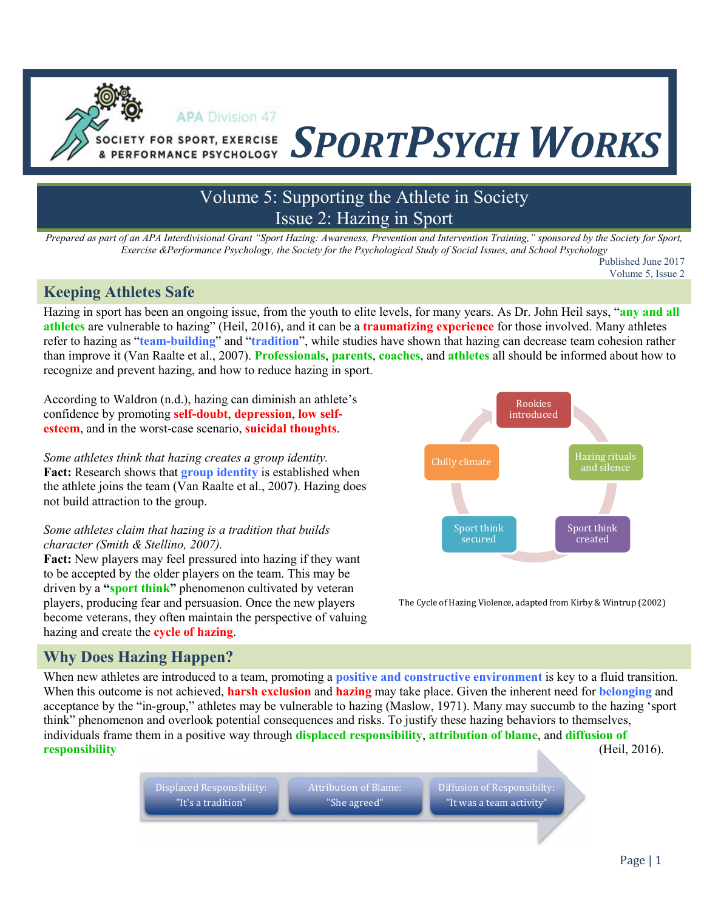# SPORTPSYCH WORKS

APA Division 47
SOCIETY FOR SPORT, EXERCISE & PERFORMANCE PSYCHOLOGY

## Volume 5: Supporting the Athlete in Society
## Issue 2: Hazing in Sport

*Prepared as part of an APA Interdivisional Grant "Sport Hazing: Awareness, Prevention and Intervention Training," sponsored by the Society for Sport, Exercise &Performance Psychology, the Society for the Psychological Study of Social Issues, and School Psychology*

Published June 2017
Volume 5, Issue 2

## Keeping Athletes Safe

Hazing in sport has been an ongoing issue, from the youth to elite levels, for many years. As Dr. John Heil says, "**any and all athletes** are vulnerable to hazing" (Heil, 2016), and it can be a **traumatizing experience** for those involved. Many athletes refer to hazing as "**team-building**" and "**tradition**", while studies have shown that hazing can decrease team cohesion rather than improve it (Van Raalte et al., 2007). **Professionals**, **parents**, **coaches**, and **athletes** all should be informed about how to recognize and prevent hazing, and how to reduce hazing in sport.

According to Waldron (n.d.), hazing can diminish an athlete's confidence by promoting **self-doubt**, **depression**, **low self-esteem**, and in the worst-case scenario, **suicidal thoughts**.

*Some athletes think that hazing creates a group identity.*
**Fact:** Research shows that **group identity** is established when the athlete joins the team (Van Raalte et al., 2007). Hazing does not build attraction to the group.

*Some athletes claim that hazing is a tradition that builds character (Smith & Stellino, 2007).*
**Fact:** New players may feel pressured into hazing if they want to be accepted by the older players on the team. This may be driven by a **"sport think"** phenomenon cultivated by veteran players, producing fear and persuasion. Once the new players become veterans, they often maintain the perspective of valuing hazing and create the **cycle of hazing**.

Rookies introduced → Hazing rituals and silence → Sport think created → Sport think secured → Chilly climate → (back to Rookies introduced)

The Cycle of Hazing Violence, adapted from Kirby & Wintrup (2002)

## Why Does Hazing Happen?

When new athletes are introduced to a team, promoting a **positive and constructive environment** is key to a fluid transition. When this outcome is not achieved, **harsh exclusion** and **hazing** may take place. Given the inherent need for **belonging** and acceptance by the "in-group," athletes may be vulnerable to hazing (Maslow, 1971). Many may succumb to the hazing 'sport think" phenomenon and overlook potential consequences and risks. To justify these hazing behaviors to themselves, individuals frame them in a positive way through **displaced responsibility**, **attribution of blame**, and **diffusion of responsibility** (Heil, 2016).

Displaced Responsibility: "It's a tradition" → Attribution of Blame: "She agreed" → Diffusion of Responsibilty: "It was a team activity"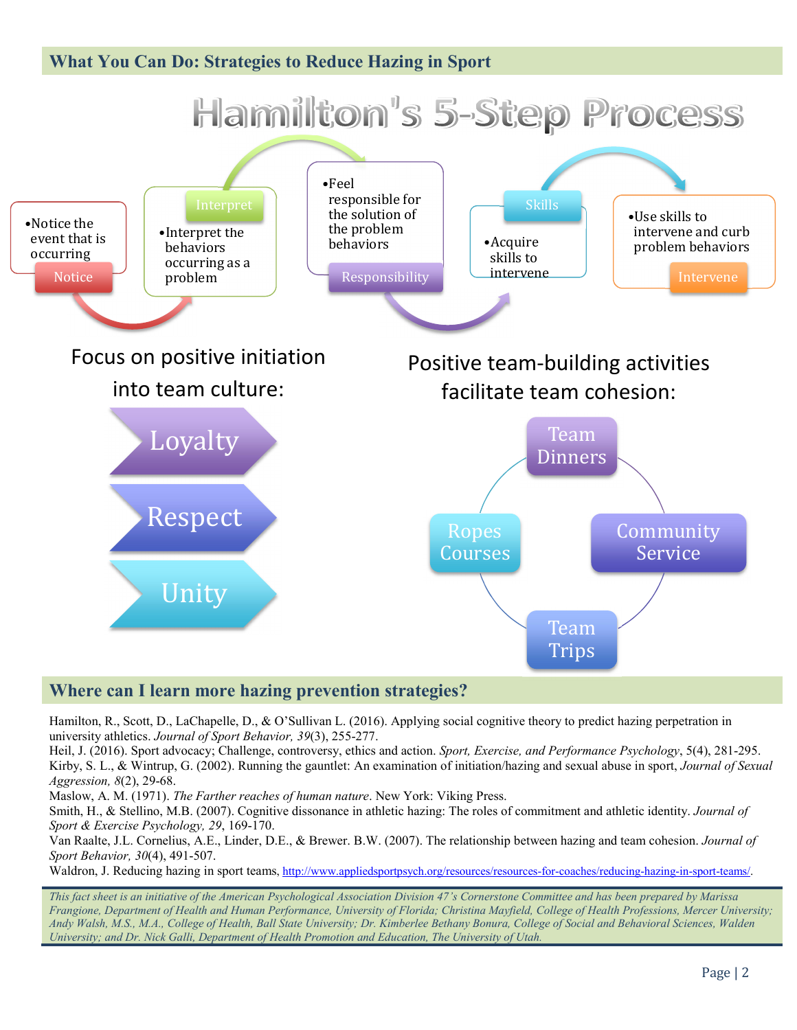## What You Can Do: Strategies to Reduce Hazing in Sport

# Hamilton's 5-Step Process

**Notice**
- Notice the event that is occurring

**Interpret**
- Interpret the behaviors occurring as a problem

**Responsibility**
- Feel responsible for the solution of the problem behaviors

**Skills**
- Acquire skills to intervene

**Intervene**
- Use skills to intervene and curb problem behaviors

Focus on positive initiation into team culture:

- Loyalty
- Respect
- Unity

Positive team-building activities facilitate team cohesion:

- Team Dinners
- Community Service
- Team Trips
- Ropes Courses

## Where can I learn more hazing prevention strategies?

Hamilton, R., Scott, D., LaChapelle, D., & O'Sullivan L. (2016). Applying social cognitive theory to predict hazing perpetration in university athletics. *Journal of Sport Behavior, 39*(3), 255-277.

Heil, J. (2016). Sport advocacy; Challenge, controversy, ethics and action. *Sport, Exercise, and Performance Psychology*, 5(4), 281-295.

Kirby, S. L., & Wintrup, G. (2002). Running the gauntlet: An examination of initiation/hazing and sexual abuse in sport, *Journal of Sexual Aggression, 8*(2), 29-68.

Maslow, A. M. (1971). *The Farther reaches of human nature*. New York: Viking Press.

Smith, H., & Stellino, M.B. (2007). Cognitive dissonance in athletic hazing: The roles of commitment and athletic identity. *Journal of Sport & Exercise Psychology, 29*, 169-170.

Van Raalte, J.L. Cornelius, A.E., Linder, D.E., & Brewer. B.W. (2007). The relationship between hazing and team cohesion. *Journal of Sport Behavior, 30*(4), 491-507.

Waldron, J. Reducing hazing in sport teams, http://www.appliedsportpsych.org/resources/resources-for-coaches/reducing-hazing-in-sport-teams/.

*This fact sheet is an initiative of the American Psychological Association Division 47's Cornerstone Committee and has been prepared by Marissa Frangione, Department of Health and Human Performance, University of Florida; Christina Mayfield, College of Health Professions, Mercer University; Andy Walsh, M.S., M.A., College of Health, Ball State University; Dr. Kimberlee Bethany Bonura, College of Social and Behavioral Sciences, Walden University; and Dr. Nick Galli, Department of Health Promotion and Education, The University of Utah.*